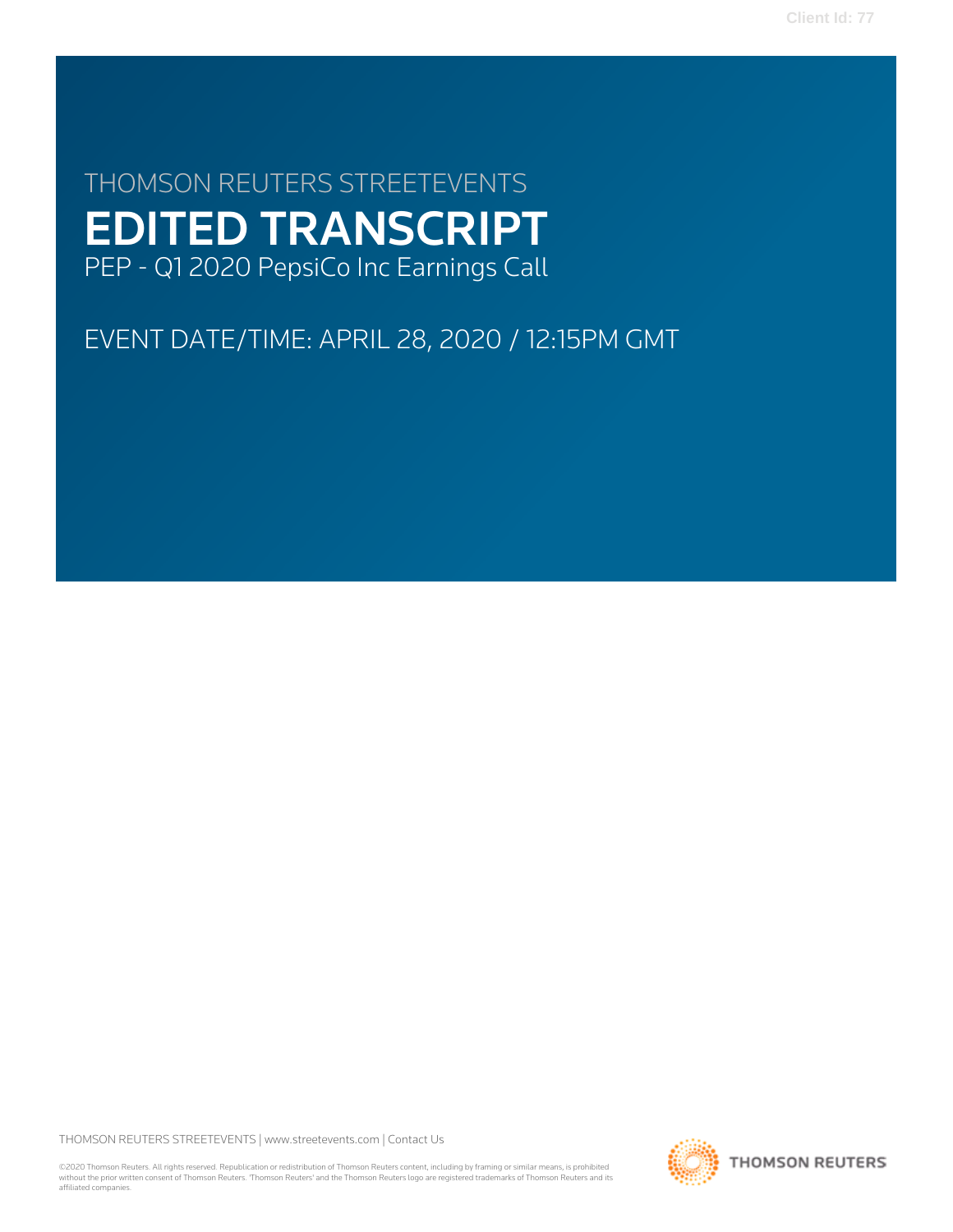# THOMSON REUTERS STREETEVENTS

# EDITED TRANSCRIPT

PEP - Q1 2020 PepsiCo Inc Earnings Call

EVENT DATE/TIME: APRIL 28, 2020 / 12:15PM GMT

THOMSON REUTERS STREETEVENTS | www.streetevents.com | Contact Us

©2020 Thomson Reuters. All rights reserved. Republication or redistribution of Thomson Reuters content, including by framing or similar means, is prohibited without the prior written consent of Thomson Reuters. 'Thomson Reuters' and the Thomson Reuters logo are registered trademarks of Thomson Reuters and its affiliated companies.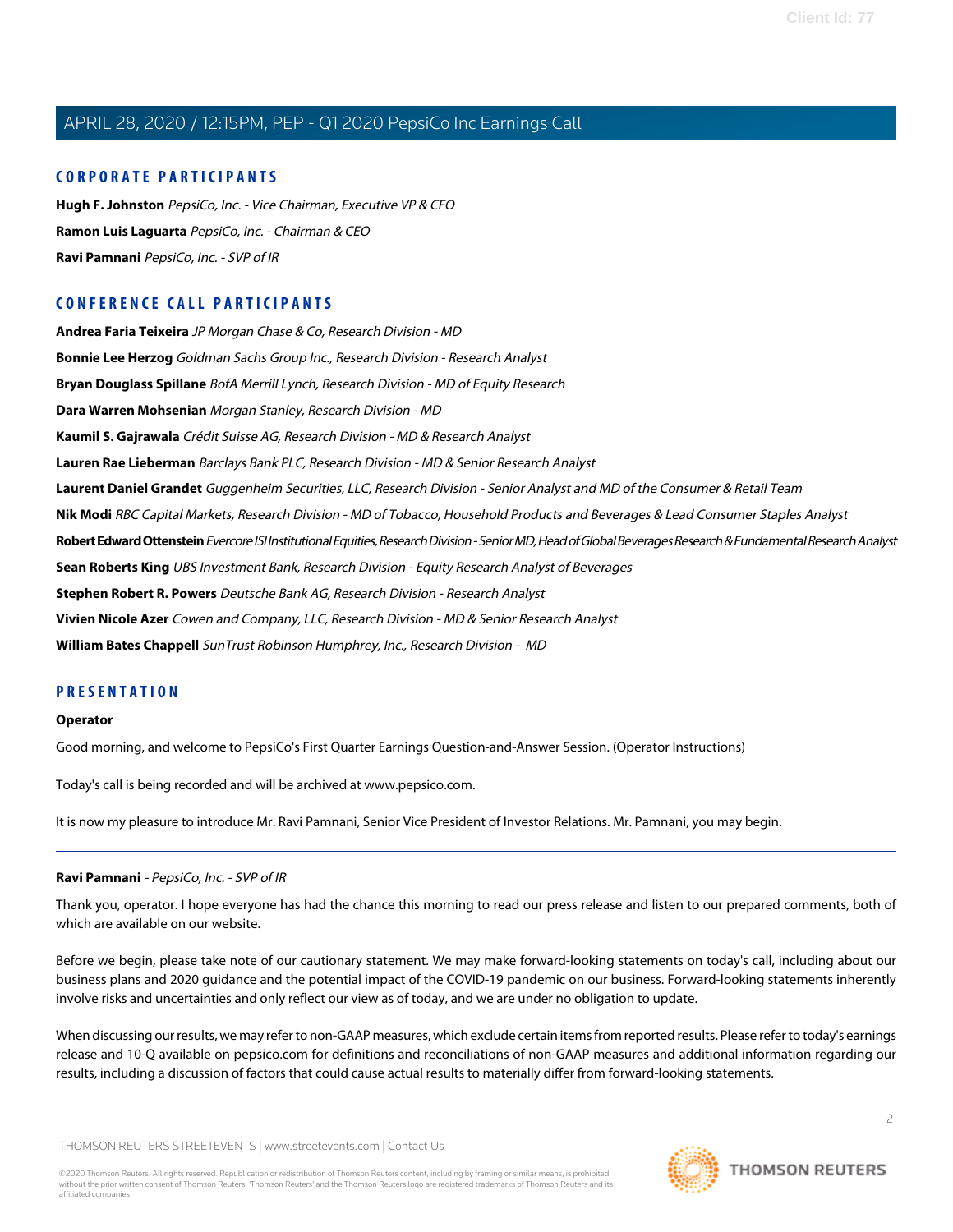## CORPORATE PARTICIPANTS

**Hugh F. Johnston** *PepsiCo, Inc. - Vice Chairman, Executive VP & CFO*

**Ramon Luis Laguarta** *PepsiCo, Inc. - Chairman & CEO*

**Ravi Pamnani** *PepsiCo, Inc. - SVP of IR*

## CONFERENCE CALL PARTICIPANTS

**Andrea Faria Teixeira** *JP Morgan Chase & Co, Research Division - MD*

**Bonnie Lee Herzog** *Goldman Sachs Group Inc., Research Division - Research Analyst*

**Bryan Douglass Spillane** *BofA Merrill Lynch, Research Division - MD of Equity Research*

**Dara Warren Mohsenian** *Morgan Stanley, Research Division - MD*

**Kaumil S. Gajrawala** *Crédit Suisse AG, Research Division - MD & Research Analyst*

**Lauren Rae Lieberman** *Barclays Bank PLC, Research Division - MD & Senior Research Analyst*

**Laurent Daniel Grandet** *Guggenheim Securities, LLC, Research Division - Senior Analyst and MD of the Consumer & Retail Team*

**Nik Modi** *RBC Capital Markets, Research Division - MD of Tobacco, Household Products and Beverages & Lead Consumer Staples Analyst*

**Robert Edward Ottenstein** *Evercore ISI Institutional Equities, Research Division - Senior MD, Head of Global Beverages Research & Fundamental Research Analyst*

**Sean Roberts King** *UBS Investment Bank, Research Division - Equity Research Analyst of Beverages*

**Stephen Robert R. Powers** *Deutsche Bank AG, Research Division - Research Analyst*

**Vivien Nicole Azer** *Cowen and Company, LLC, Research Division - MD & Senior Research Analyst*

**William Bates Chappell** *SunTrust Robinson Humphrey, Inc., Research Division - MD*

## PRESENTATION

**Operator**

Good morning, and welcome to PepsiCo's First Quarter Earnings Question-and-Answer Session. (Operator Instructions)

Today's call is being recorded and will be archived at www.pepsico.com.

It is now my pleasure to introduce Mr. Ravi Pamnani, Senior Vice President of Investor Relations. Mr. Pamnani, you may begin.

---

**Ravi Pamnani** - *PepsiCo, Inc. - SVP of IR*

Thank you, operator. I hope everyone has had the chance this morning to read our press release and listen to our prepared comments, both of which are available on our website.

Before we begin, please take note of our cautionary statement. We may make forward-looking statements on today's call, including about our business plans and 2020 guidance and the potential impact of the COVID-19 pandemic on our business. Forward-looking statements inherently involve risks and uncertainties and only reflect our view as of today, and we are under no obligation to update.

When discussing our results, we may refer to non-GAAP measures, which exclude certain items from reported results. Please refer to today's earnings release and 10-Q available on pepsico.com for definitions and reconciliations of non-GAAP measures and additional information regarding our results, including a discussion of factors that could cause actual results to materially differ from forward-looking statements.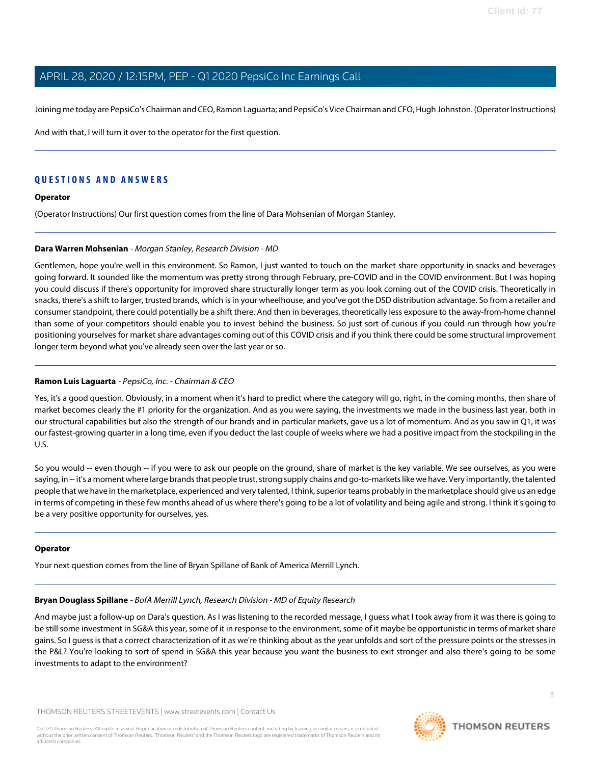Joining me today are PepsiCo's Chairman and CEO, Ramon Laguarta; and PepsiCo's Vice Chairman and CFO, Hugh Johnston. (Operator Instructions)

And with that, I will turn it over to the operator for the first question.

---

## QUESTIONS AND ANSWERS

**Operator**

(Operator Instructions) Our first question comes from the line of Dara Mohsenian of Morgan Stanley.

---

**Dara Warren Mohsenian** - *Morgan Stanley, Research Division - MD*

Gentlemen, hope you're well in this environment. So Ramon, I just wanted to touch on the market share opportunity in snacks and beverages going forward. It sounded like the momentum was pretty strong through February, pre-COVID and in the COVID environment. But I was hoping you could discuss if there's opportunity for improved share structurally longer term as you look coming out of the COVID crisis. Theoretically in snacks, there's a shift to larger, trusted brands, which is in your wheelhouse, and you've got the DSD distribution advantage. So from a retailer and consumer standpoint, there could potentially be a shift there. And then in beverages, theoretically less exposure to the away-from-home channel than some of your competitors should enable you to invest behind the business. So just sort of curious if you could run through how you're positioning yourselves for market share advantages coming out of this COVID crisis and if you think there could be some structural improvement longer term beyond what you've already seen over the last year or so.

---

**Ramon Luis Laguarta** - *PepsiCo, Inc. - Chairman & CEO*

Yes, it's a good question. Obviously, in a moment when it's hard to predict where the category will go, right, in the coming months, then share of market becomes clearly the #1 priority for the organization. And as you were saying, the investments we made in the business last year, both in our structural capabilities but also the strength of our brands and in particular markets, gave us a lot of momentum. And as you saw in Q1, it was our fastest-growing quarter in a long time, even if you deduct the last couple of weeks where we had a positive impact from the stockpiling in the U.S.

So you would -- even though -- if you were to ask our people on the ground, share of market is the key variable. We see ourselves, as you were saying, in -- it's a moment where large brands that people trust, strong supply chains and go-to-markets like we have. Very importantly, the talented people that we have in the marketplace, experienced and very talented, I think, superior teams probably in the marketplace should give us an edge in terms of competing in these few months ahead of us where there's going to be a lot of volatility and being agile and strong. I think it's going to be a very positive opportunity for ourselves, yes.

---

**Operator**

Your next question comes from the line of Bryan Spillane of Bank of America Merrill Lynch.

---

**Bryan Douglass Spillane** - *BofA Merrill Lynch, Research Division - MD of Equity Research*

And maybe just a follow-up on Dara's question. As I was listening to the recorded message, I guess what I took away from it was there is going to be still some investment in SG&A this year, some of it in response to the environment, some of it maybe be opportunistic in terms of market share gains. So I guess is that a correct characterization of it as we're thinking about as the year unfolds and sort of the pressure points or the stresses in the P&L? You're looking to sort of spend in SG&A this year because you want the business to exit stronger and also there's going to be some investments to adapt to the environment?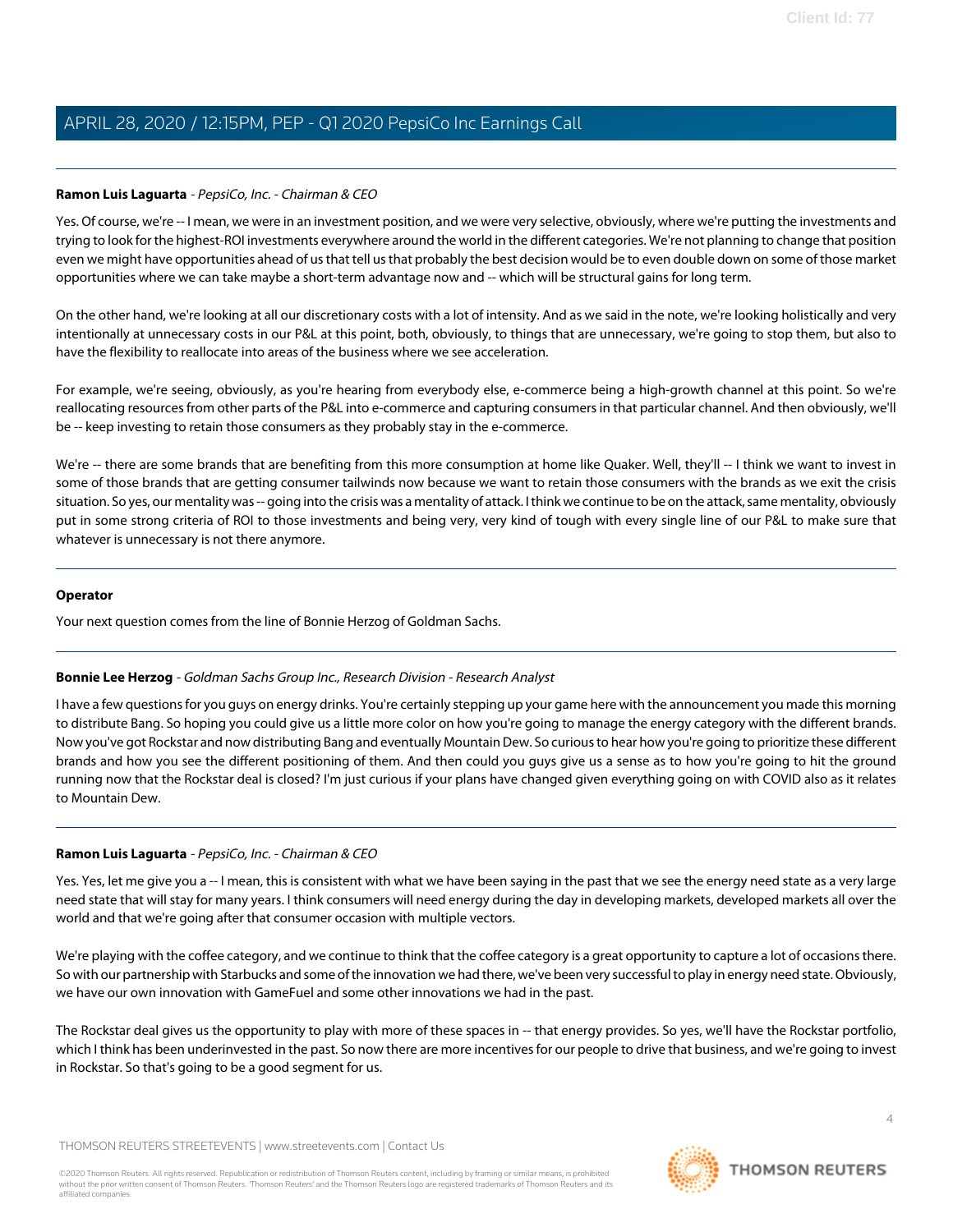**Ramon Luis Laguarta** - *PepsiCo, Inc. - Chairman & CEO*

Yes. Of course, we're -- I mean, we were in an investment position, and we were very selective, obviously, where we're putting the investments and trying to look for the highest-ROI investments everywhere around the world in the different categories. We're not planning to change that position even we might have opportunities ahead of us that tell us that probably the best decision would be to even double down on some of those market opportunities where we can take maybe a short-term advantage now and -- which will be structural gains for long term.

On the other hand, we're looking at all our discretionary costs with a lot of intensity. And as we said in the note, we're looking holistically and very intentionally at unnecessary costs in our P&L at this point, both, obviously, to things that are unnecessary, we're going to stop them, but also to have the flexibility to reallocate into areas of the business where we see acceleration.

For example, we're seeing, obviously, as you're hearing from everybody else, e-commerce being a high-growth channel at this point. So we're reallocating resources from other parts of the P&L into e-commerce and capturing consumers in that particular channel. And then obviously, we'll be -- keep investing to retain those consumers as they probably stay in the e-commerce.

We're -- there are some brands that are benefiting from this more consumption at home like Quaker. Well, they'll -- I think we want to invest in some of those brands that are getting consumer tailwinds now because we want to retain those consumers with the brands as we exit the crisis situation. So yes, our mentality was -- going into the crisis was a mentality of attack. I think we continue to be on the attack, same mentality, obviously put in some strong criteria of ROI to those investments and being very, very kind of tough with every single line of our P&L to make sure that whatever is unnecessary is not there anymore.

---

**Operator**

Your next question comes from the line of Bonnie Herzog of Goldman Sachs.

---

**Bonnie Lee Herzog** - *Goldman Sachs Group Inc., Research Division - Research Analyst*

I have a few questions for you guys on energy drinks. You're certainly stepping up your game here with the announcement you made this morning to distribute Bang. So hoping you could give us a little more color on how you're going to manage the energy category with the different brands. Now you've got Rockstar and now distributing Bang and eventually Mountain Dew. So curious to hear how you're going to prioritize these different brands and how you see the different positioning of them. And then could you guys give us a sense as to how you're going to hit the ground running now that the Rockstar deal is closed? I'm just curious if your plans have changed given everything going on with COVID also as it relates to Mountain Dew.

---

**Ramon Luis Laguarta** - *PepsiCo, Inc. - Chairman & CEO*

Yes. Yes, let me give you a -- I mean, this is consistent with what we have been saying in the past that we see the energy need state as a very large need state that will stay for many years. I think consumers will need energy during the day in developing markets, developed markets all over the world and that we're going after that consumer occasion with multiple vectors.

We're playing with the coffee category, and we continue to think that the coffee category is a great opportunity to capture a lot of occasions there. So with our partnership with Starbucks and some of the innovation we had there, we've been very successful to play in energy need state. Obviously, we have our own innovation with GameFuel and some other innovations we had in the past.

The Rockstar deal gives us the opportunity to play with more of these spaces in -- that energy provides. So yes, we'll have the Rockstar portfolio, which I think has been underinvested in the past. So now there are more incentives for our people to drive that business, and we're going to invest in Rockstar. So that's going to be a good segment for us.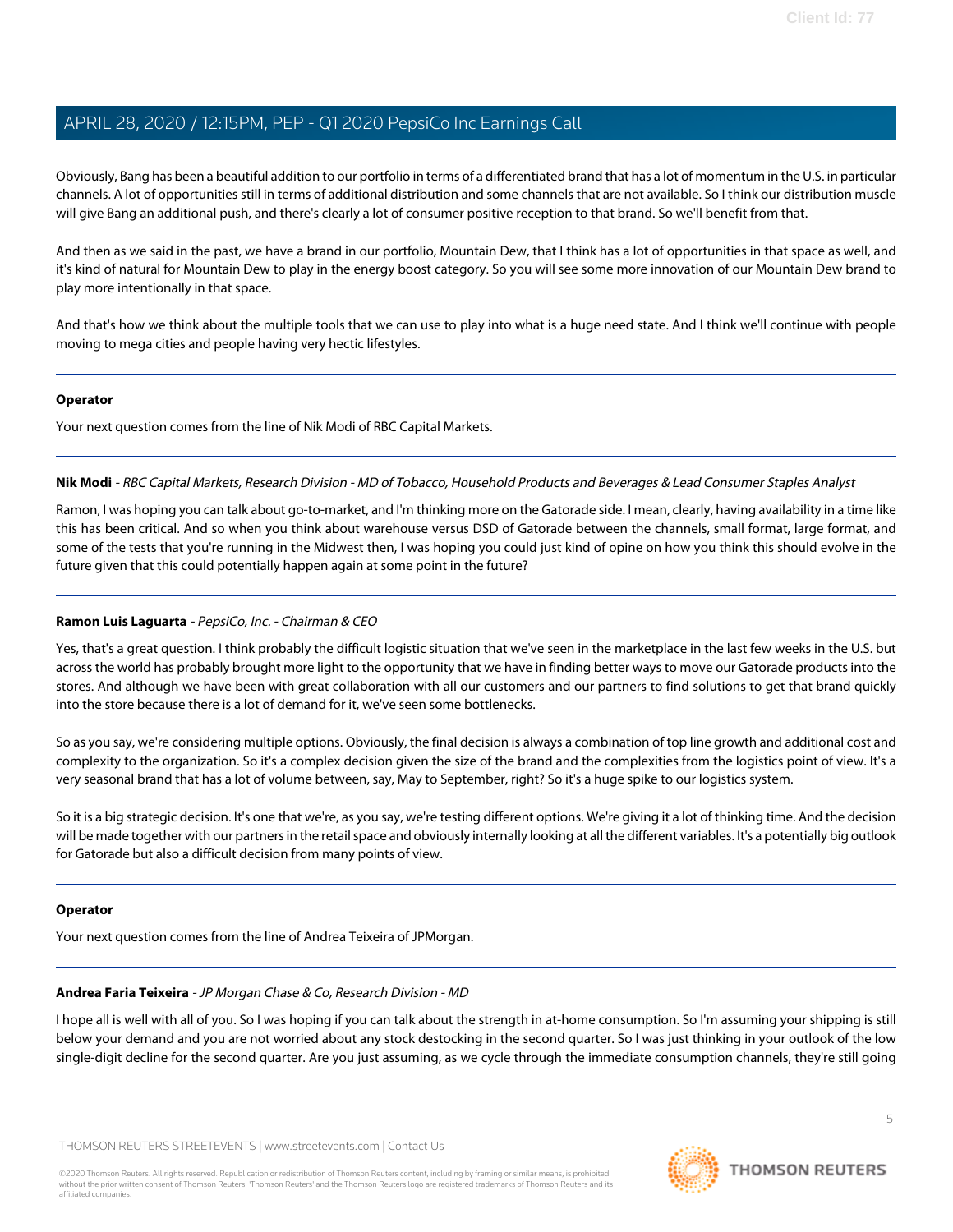Obviously, Bang has been a beautiful addition to our portfolio in terms of a differentiated brand that has a lot of momentum in the U.S. in particular channels. A lot of opportunities still in terms of additional distribution and some channels that are not available. So I think our distribution muscle will give Bang an additional push, and there's clearly a lot of consumer positive reception to that brand. So we'll benefit from that.

And then as we said in the past, we have a brand in our portfolio, Mountain Dew, that I think has a lot of opportunities in that space as well, and it's kind of natural for Mountain Dew to play in the energy boost category. So you will see some more innovation of our Mountain Dew brand to play more intentionally in that space.

And that's how we think about the multiple tools that we can use to play into what is a huge need state. And I think we'll continue with people moving to mega cities and people having very hectic lifestyles.

---

**Operator**

Your next question comes from the line of Nik Modi of RBC Capital Markets.

---

**Nik Modi** - *RBC Capital Markets, Research Division - MD of Tobacco, Household Products and Beverages & Lead Consumer Staples Analyst*

Ramon, I was hoping you can talk about go-to-market, and I'm thinking more on the Gatorade side. I mean, clearly, having availability in a time like this has been critical. And so when you think about warehouse versus DSD of Gatorade between the channels, small format, large format, and some of the tests that you're running in the Midwest then, I was hoping you could just kind of opine on how you think this should evolve in the future given that this could potentially happen again at some point in the future?

---

**Ramon Luis Laguarta** - *PepsiCo, Inc. - Chairman & CEO*

Yes, that's a great question. I think probably the difficult logistic situation that we've seen in the marketplace in the last few weeks in the U.S. but across the world has probably brought more light to the opportunity that we have in finding better ways to move our Gatorade products into the stores. And although we have been with great collaboration with all our customers and our partners to find solutions to get that brand quickly into the store because there is a lot of demand for it, we've seen some bottlenecks.

So as you say, we're considering multiple options. Obviously, the final decision is always a combination of top line growth and additional cost and complexity to the organization. So it's a complex decision given the size of the brand and the complexities from the logistics point of view. It's a very seasonal brand that has a lot of volume between, say, May to September, right? So it's a huge spike to our logistics system.

So it is a big strategic decision. It's one that we're, as you say, we're testing different options. We're giving it a lot of thinking time. And the decision will be made together with our partners in the retail space and obviously internally looking at all the different variables. It's a potentially big outlook for Gatorade but also a difficult decision from many points of view.

---

**Operator**

Your next question comes from the line of Andrea Teixeira of JPMorgan.

---

**Andrea Faria Teixeira** - *JP Morgan Chase & Co, Research Division - MD*

I hope all is well with all of you. So I was hoping if you can talk about the strength in at-home consumption. So I'm assuming your shipping is still below your demand and you are not worried about any stock destocking in the second quarter. So I was just thinking in your outlook of the low single-digit decline for the second quarter. Are you just assuming, as we cycle through the immediate consumption channels, they're still going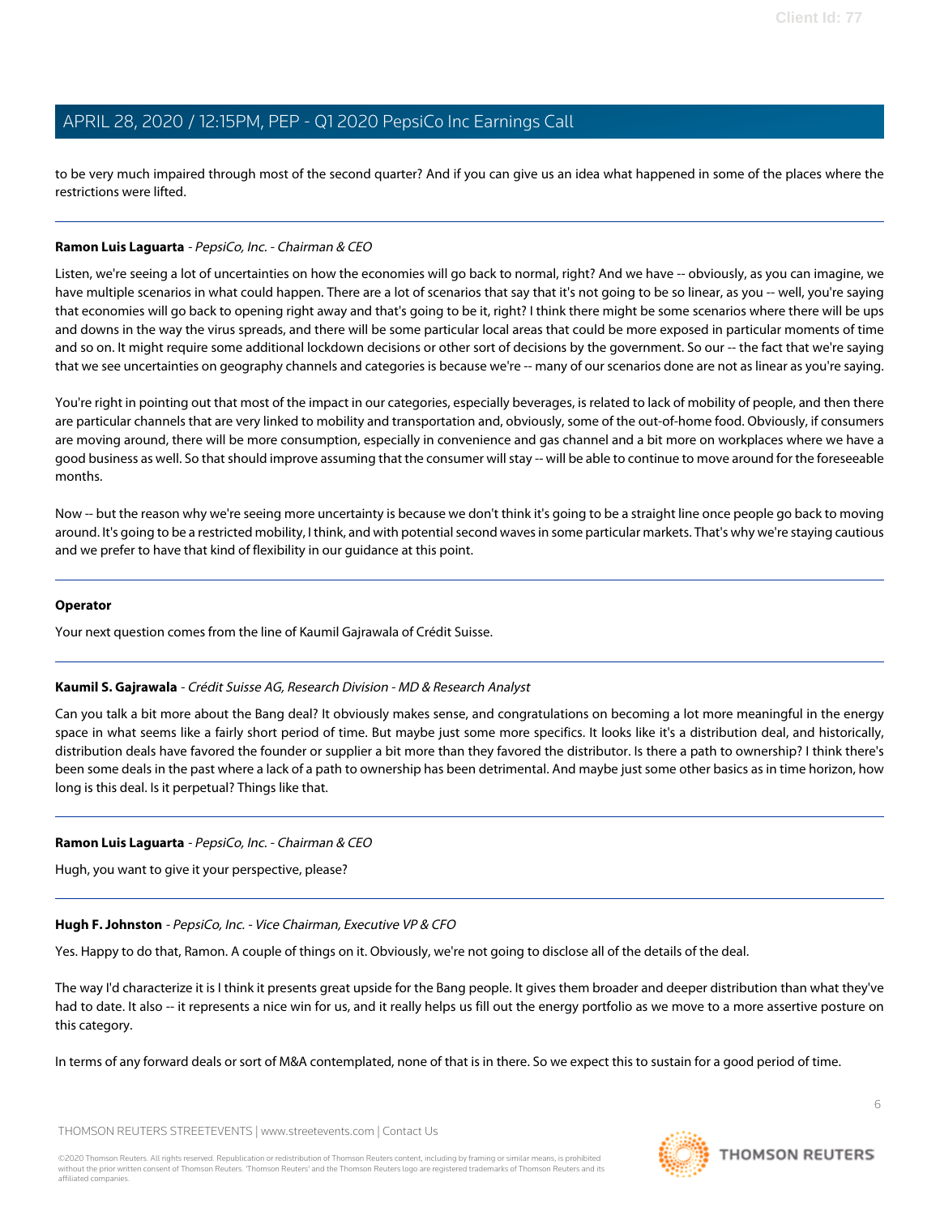to be very much impaired through most of the second quarter? And if you can give us an idea what happened in some of the places where the restrictions were lifted.

---

**Ramon Luis Laguarta** - *PepsiCo, Inc. - Chairman & CEO*

Listen, we're seeing a lot of uncertainties on how the economies will go back to normal, right? And we have -- obviously, as you can imagine, we have multiple scenarios in what could happen. There are a lot of scenarios that say that it's not going to be so linear, as you -- well, you're saying that economies will go back to opening right away and that's going to be it, right? I think there might be some scenarios where there will be ups and downs in the way the virus spreads, and there will be some particular local areas that could be more exposed in particular moments of time and so on. It might require some additional lockdown decisions or other sort of decisions by the government. So our -- the fact that we're saying that we see uncertainties on geography channels and categories is because we're -- many of our scenarios done are not as linear as you're saying.

You're right in pointing out that most of the impact in our categories, especially beverages, is related to lack of mobility of people, and then there are particular channels that are very linked to mobility and transportation and, obviously, some of the out-of-home food. Obviously, if consumers are moving around, there will be more consumption, especially in convenience and gas channel and a bit more on workplaces where we have a good business as well. So that should improve assuming that the consumer will stay -- will be able to continue to move around for the foreseeable months.

Now -- but the reason why we're seeing more uncertainty is because we don't think it's going to be a straight line once people go back to moving around. It's going to be a restricted mobility, I think, and with potential second waves in some particular markets. That's why we're staying cautious and we prefer to have that kind of flexibility in our guidance at this point.

---

**Operator**

Your next question comes from the line of Kaumil Gajrawala of Crédit Suisse.

---

**Kaumil S. Gajrawala** - *Crédit Suisse AG, Research Division - MD & Research Analyst*

Can you talk a bit more about the Bang deal? It obviously makes sense, and congratulations on becoming a lot more meaningful in the energy space in what seems like a fairly short period of time. But maybe just some more specifics. It looks like it's a distribution deal, and historically, distribution deals have favored the founder or supplier a bit more than they favored the distributor. Is there a path to ownership? I think there's been some deals in the past where a lack of a path to ownership has been detrimental. And maybe just some other basics as in time horizon, how long is this deal. Is it perpetual? Things like that.

---

**Ramon Luis Laguarta** - *PepsiCo, Inc. - Chairman & CEO*

Hugh, you want to give it your perspective, please?

---

**Hugh F. Johnston** - *PepsiCo, Inc. - Vice Chairman, Executive VP & CFO*

Yes. Happy to do that, Ramon. A couple of things on it. Obviously, we're not going to disclose all of the details of the deal.

The way I'd characterize it is I think it presents great upside for the Bang people. It gives them broader and deeper distribution than what they've had to date. It also -- it represents a nice win for us, and it really helps us fill out the energy portfolio as we move to a more assertive posture on this category.

In terms of any forward deals or sort of M&A contemplated, none of that is in there. So we expect this to sustain for a good period of time.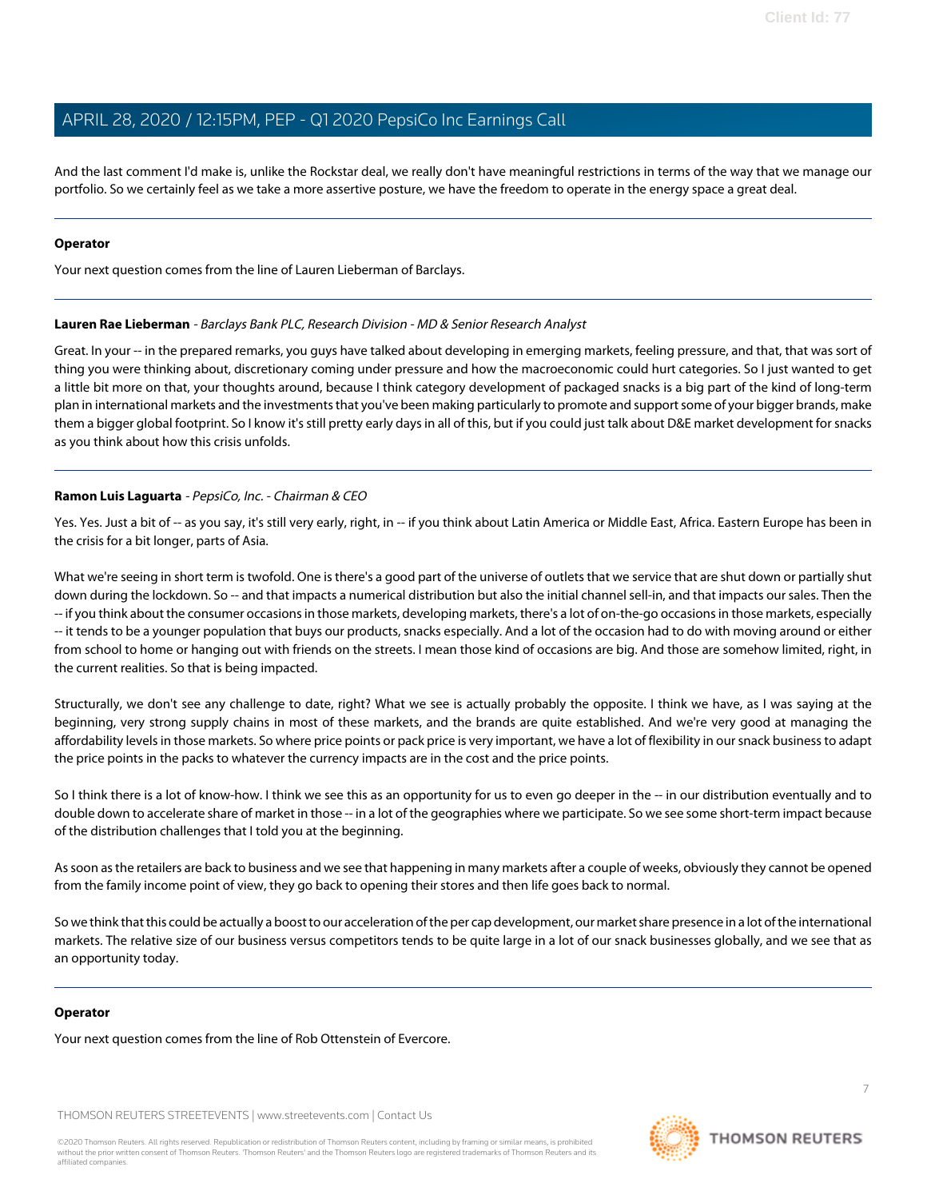And the last comment I'd make is, unlike the Rockstar deal, we really don't have meaningful restrictions in terms of the way that we manage our portfolio. So we certainly feel as we take a more assertive posture, we have the freedom to operate in the energy space a great deal.

---

**Operator**

Your next question comes from the line of Lauren Lieberman of Barclays.

---

**Lauren Rae Lieberman** - *Barclays Bank PLC, Research Division - MD & Senior Research Analyst*

Great. In your -- in the prepared remarks, you guys have talked about developing in emerging markets, feeling pressure, and that, that was sort of thing you were thinking about, discretionary coming under pressure and how the macroeconomic could hurt categories. So I just wanted to get a little bit more on that, your thoughts around, because I think category development of packaged snacks is a big part of the kind of long-term plan in international markets and the investments that you've been making particularly to promote and support some of your bigger brands, make them a bigger global footprint. So I know it's still pretty early days in all of this, but if you could just talk about D&E market development for snacks as you think about how this crisis unfolds.

---

**Ramon Luis Laguarta** - *PepsiCo, Inc. - Chairman & CEO*

Yes. Yes. Just a bit of -- as you say, it's still very early, right, in -- if you think about Latin America or Middle East, Africa. Eastern Europe has been in the crisis for a bit longer, parts of Asia.

What we're seeing in short term is twofold. One is there's a good part of the universe of outlets that we service that are shut down or partially shut down during the lockdown. So -- and that impacts a numerical distribution but also the initial channel sell-in, and that impacts our sales. Then the -- if you think about the consumer occasions in those markets, developing markets, there's a lot of on-the-go occasions in those markets, especially -- it tends to be a younger population that buys our products, snacks especially. And a lot of the occasion had to do with moving around or either from school to home or hanging out with friends on the streets. I mean those kind of occasions are big. And those are somehow limited, right, in the current realities. So that is being impacted.

Structurally, we don't see any challenge to date, right? What we see is actually probably the opposite. I think we have, as I was saying at the beginning, very strong supply chains in most of these markets, and the brands are quite established. And we're very good at managing the affordability levels in those markets. So where price points or pack price is very important, we have a lot of flexibility in our snack business to adapt the price points in the packs to whatever the currency impacts are in the cost and the price points.

So I think there is a lot of know-how. I think we see this as an opportunity for us to even go deeper in the -- in our distribution eventually and to double down to accelerate share of market in those -- in a lot of the geographies where we participate. So we see some short-term impact because of the distribution challenges that I told you at the beginning.

As soon as the retailers are back to business and we see that happening in many markets after a couple of weeks, obviously they cannot be opened from the family income point of view, they go back to opening their stores and then life goes back to normal.

So we think that this could be actually a boost to our acceleration of the per cap development, our market share presence in a lot of the international markets. The relative size of our business versus competitors tends to be quite large in a lot of our snack businesses globally, and we see that as an opportunity today.

---

**Operator**

Your next question comes from the line of Rob Ottenstein of Evercore.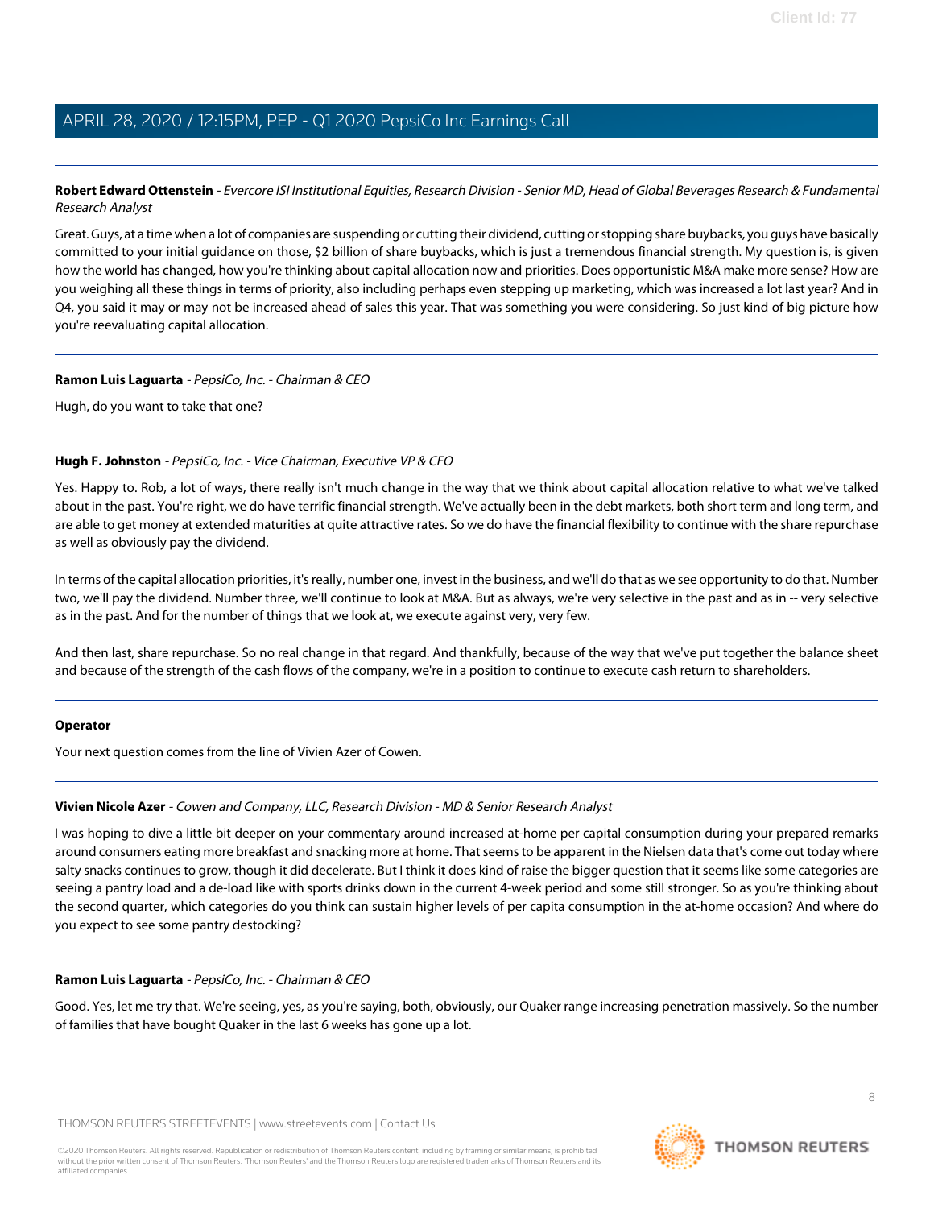**Robert Edward Ottenstein** - *Evercore ISI Institutional Equities, Research Division - Senior MD, Head of Global Beverages Research & Fundamental Research Analyst*

Great. Guys, at a time when a lot of companies are suspending or cutting their dividend, cutting or stopping share buybacks, you guys have basically committed to your initial guidance on those, $2 billion of share buybacks, which is just a tremendous financial strength. My question is, is given how the world has changed, how you're thinking about capital allocation now and priorities. Does opportunistic M&A make more sense? How are you weighing all these things in terms of priority, also including perhaps even stepping up marketing, which was increased a lot last year? And in Q4, you said it may or may not be increased ahead of sales this year. That was something you were considering. So just kind of big picture how you're reevaluating capital allocation.

---

**Ramon Luis Laguarta** - *PepsiCo, Inc. - Chairman & CEO*

Hugh, do you want to take that one?

---

**Hugh F. Johnston** - *PepsiCo, Inc. - Vice Chairman, Executive VP & CFO*

Yes. Happy to. Rob, a lot of ways, there really isn't much change in the way that we think about capital allocation relative to what we've talked about in the past. You're right, we do have terrific financial strength. We've actually been in the debt markets, both short term and long term, and are able to get money at extended maturities at quite attractive rates. So we do have the financial flexibility to continue with the share repurchase as well as obviously pay the dividend.

In terms of the capital allocation priorities, it's really, number one, invest in the business, and we'll do that as we see opportunity to do that. Number two, we'll pay the dividend. Number three, we'll continue to look at M&A. But as always, we're very selective in the past and as in -- very selective as in the past. And for the number of things that we look at, we execute against very, very few.

And then last, share repurchase. So no real change in that regard. And thankfully, because of the way that we've put together the balance sheet and because of the strength of the cash flows of the company, we're in a position to continue to execute cash return to shareholders.

---

**Operator**

Your next question comes from the line of Vivien Azer of Cowen.

---

**Vivien Nicole Azer** - *Cowen and Company, LLC, Research Division - MD & Senior Research Analyst*

I was hoping to dive a little bit deeper on your commentary around increased at-home per capital consumption during your prepared remarks around consumers eating more breakfast and snacking more at home. That seems to be apparent in the Nielsen data that's come out today where salty snacks continues to grow, though it did decelerate. But I think it does kind of raise the bigger question that it seems like some categories are seeing a pantry load and a de-load like with sports drinks down in the current 4-week period and some still stronger. So as you're thinking about the second quarter, which categories do you think can sustain higher levels of per capita consumption in the at-home occasion? And where do you expect to see some pantry destocking?

---

**Ramon Luis Laguarta** - *PepsiCo, Inc. - Chairman & CEO*

Good. Yes, let me try that. We're seeing, yes, as you're saying, both, obviously, our Quaker range increasing penetration massively. So the number of families that have bought Quaker in the last 6 weeks has gone up a lot.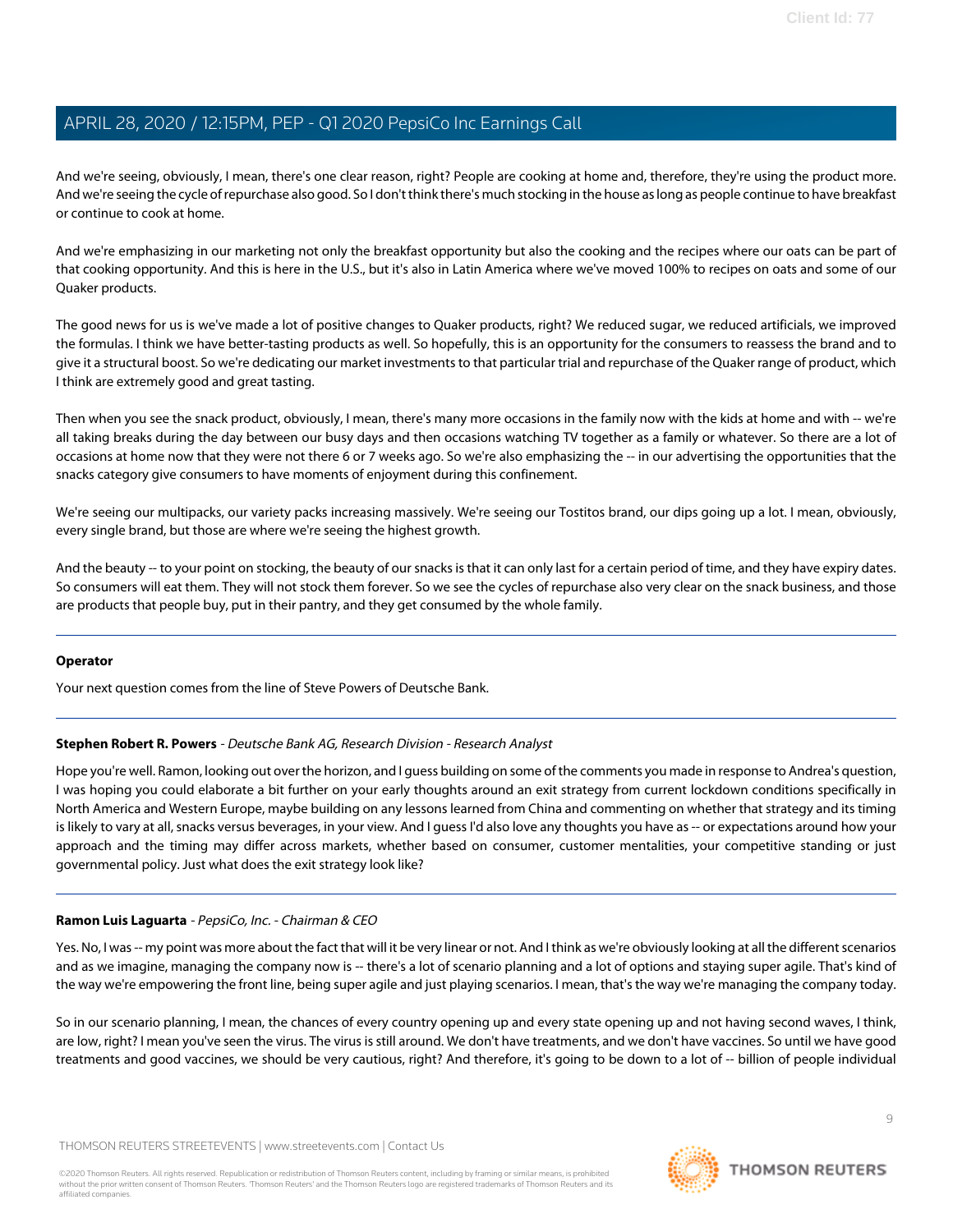And we're seeing, obviously, I mean, there's one clear reason, right? People are cooking at home and, therefore, they're using the product more. And we're seeing the cycle of repurchase also good. So I don't think there's much stocking in the house as long as people continue to have breakfast or continue to cook at home.

And we're emphasizing in our marketing not only the breakfast opportunity but also the cooking and the recipes where our oats can be part of that cooking opportunity. And this is here in the U.S., but it's also in Latin America where we've moved 100% to recipes on oats and some of our Quaker products.

The good news for us is we've made a lot of positive changes to Quaker products, right? We reduced sugar, we reduced artificials, we improved the formulas. I think we have better-tasting products as well. So hopefully, this is an opportunity for the consumers to reassess the brand and to give it a structural boost. So we're dedicating our market investments to that particular trial and repurchase of the Quaker range of product, which I think are extremely good and great tasting.

Then when you see the snack product, obviously, I mean, there's many more occasions in the family now with the kids at home and with -- we're all taking breaks during the day between our busy days and then occasions watching TV together as a family or whatever. So there are a lot of occasions at home now that they were not there 6 or 7 weeks ago. So we're also emphasizing the -- in our advertising the opportunities that the snacks category give consumers to have moments of enjoyment during this confinement.

We're seeing our multipacks, our variety packs increasing massively. We're seeing our Tostitos brand, our dips going up a lot. I mean, obviously, every single brand, but those are where we're seeing the highest growth.

And the beauty -- to your point on stocking, the beauty of our snacks is that it can only last for a certain period of time, and they have expiry dates. So consumers will eat them. They will not stock them forever. So we see the cycles of repurchase also very clear on the snack business, and those are products that people buy, put in their pantry, and they get consumed by the whole family.

---

**Operator**

Your next question comes from the line of Steve Powers of Deutsche Bank.

---

**Stephen Robert R. Powers** - *Deutsche Bank AG, Research Division - Research Analyst*

Hope you're well. Ramon, looking out over the horizon, and I guess building on some of the comments you made in response to Andrea's question, I was hoping you could elaborate a bit further on your early thoughts around an exit strategy from current lockdown conditions specifically in North America and Western Europe, maybe building on any lessons learned from China and commenting on whether that strategy and its timing is likely to vary at all, snacks versus beverages, in your view. And I guess I'd also love any thoughts you have as -- or expectations around how your approach and the timing may differ across markets, whether based on consumer, customer mentalities, your competitive standing or just governmental policy. Just what does the exit strategy look like?

---

**Ramon Luis Laguarta** - *PepsiCo, Inc. - Chairman & CEO*

Yes. No, I was -- my point was more about the fact that will it be very linear or not. And I think as we're obviously looking at all the different scenarios and as we imagine, managing the company now is -- there's a lot of scenario planning and a lot of options and staying super agile. That's kind of the way we're empowering the front line, being super agile and just playing scenarios. I mean, that's the way we're managing the company today.

So in our scenario planning, I mean, the chances of every country opening up and every state opening up and not having second waves, I think, are low, right? I mean you've seen the virus. The virus is still around. We don't have treatments, and we don't have vaccines. So until we have good treatments and good vaccines, we should be very cautious, right? And therefore, it's going to be down to a lot of -- billion of people individual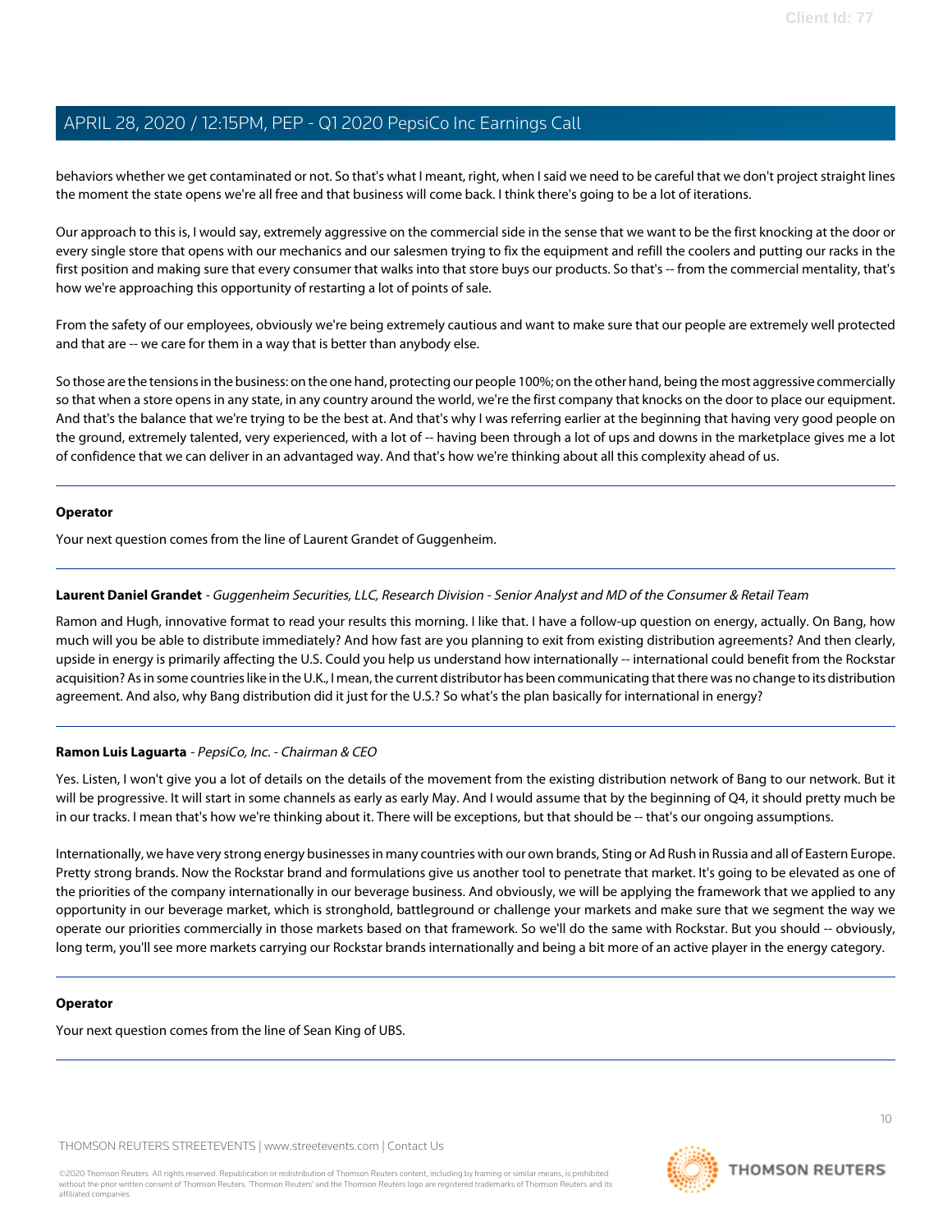behaviors whether we get contaminated or not. So that's what I meant, right, when I said we need to be careful that we don't project straight lines the moment the state opens we're all free and that business will come back. I think there's going to be a lot of iterations.

Our approach to this is, I would say, extremely aggressive on the commercial side in the sense that we want to be the first knocking at the door or every single store that opens with our mechanics and our salesmen trying to fix the equipment and refill the coolers and putting our racks in the first position and making sure that every consumer that walks into that store buys our products. So that's -- from the commercial mentality, that's how we're approaching this opportunity of restarting a lot of points of sale.

From the safety of our employees, obviously we're being extremely cautious and want to make sure that our people are extremely well protected and that are -- we care for them in a way that is better than anybody else.

So those are the tensions in the business: on the one hand, protecting our people 100%; on the other hand, being the most aggressive commercially so that when a store opens in any state, in any country around the world, we're the first company that knocks on the door to place our equipment. And that's the balance that we're trying to be the best at. And that's why I was referring earlier at the beginning that having very good people on the ground, extremely talented, very experienced, with a lot of -- having been through a lot of ups and downs in the marketplace gives me a lot of confidence that we can deliver in an advantaged way. And that's how we're thinking about all this complexity ahead of us.

---

**Operator**

Your next question comes from the line of Laurent Grandet of Guggenheim.

---

**Laurent Daniel Grandet** - *Guggenheim Securities, LLC, Research Division - Senior Analyst and MD of the Consumer & Retail Team*

Ramon and Hugh, innovative format to read your results this morning. I like that. I have a follow-up question on energy, actually. On Bang, how much will you be able to distribute immediately? And how fast are you planning to exit from existing distribution agreements? And then clearly, upside in energy is primarily affecting the U.S. Could you help us understand how internationally -- international could benefit from the Rockstar acquisition? As in some countries like in the U.K., I mean, the current distributor has been communicating that there was no change to its distribution agreement. And also, why Bang distribution did it just for the U.S.? So what's the plan basically for international in energy?

---

**Ramon Luis Laguarta** - *PepsiCo, Inc. - Chairman & CEO*

Yes. Listen, I won't give you a lot of details on the details of the movement from the existing distribution network of Bang to our network. But it will be progressive. It will start in some channels as early as early May. And I would assume that by the beginning of Q4, it should pretty much be in our tracks. I mean that's how we're thinking about it. There will be exceptions, but that should be -- that's our ongoing assumptions.

Internationally, we have very strong energy businesses in many countries with our own brands, Sting or Ad Rush in Russia and all of Eastern Europe. Pretty strong brands. Now the Rockstar brand and formulations give us another tool to penetrate that market. It's going to be elevated as one of the priorities of the company internationally in our beverage business. And obviously, we will be applying the framework that we applied to any opportunity in our beverage market, which is stronghold, battleground or challenge your markets and make sure that we segment the way we operate our priorities commercially in those markets based on that framework. So we'll do the same with Rockstar. But you should -- obviously, long term, you'll see more markets carrying our Rockstar brands internationally and being a bit more of an active player in the energy category.

---

**Operator**

Your next question comes from the line of Sean King of UBS.

---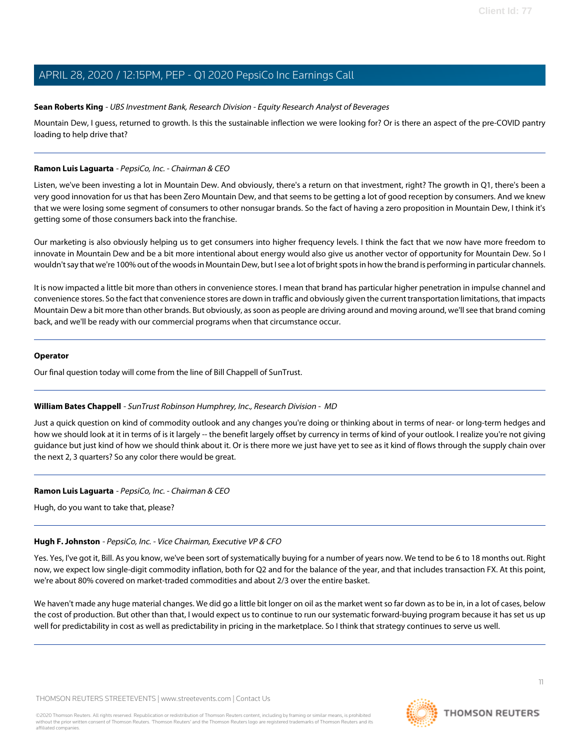**Sean Roberts King** - *UBS Investment Bank, Research Division - Equity Research Analyst of Beverages*

Mountain Dew, I guess, returned to growth. Is this the sustainable inflection we were looking for? Or is there an aspect of the pre-COVID pantry loading to help drive that?

---

**Ramon Luis Laguarta** - *PepsiCo, Inc. - Chairman & CEO*

Listen, we've been investing a lot in Mountain Dew. And obviously, there's a return on that investment, right? The growth in Q1, there's been a very good innovation for us that has been Zero Mountain Dew, and that seems to be getting a lot of good reception by consumers. And we knew that we were losing some segment of consumers to other nonsugar brands. So the fact of having a zero proposition in Mountain Dew, I think it's getting some of those consumers back into the franchise.

Our marketing is also obviously helping us to get consumers into higher frequency levels. I think the fact that we now have more freedom to innovate in Mountain Dew and be a bit more intentional about energy would also give us another vector of opportunity for Mountain Dew. So I wouldn't say that we're 100% out of the woods in Mountain Dew, but I see a lot of bright spots in how the brand is performing in particular channels.

It is now impacted a little bit more than others in convenience stores. I mean that brand has particular higher penetration in impulse channel and convenience stores. So the fact that convenience stores are down in traffic and obviously given the current transportation limitations, that impacts Mountain Dew a bit more than other brands. But obviously, as soon as people are driving around and moving around, we'll see that brand coming back, and we'll be ready with our commercial programs when that circumstance occur.

---

**Operator**

Our final question today will come from the line of Bill Chappell of SunTrust.

---

**William Bates Chappell** - *SunTrust Robinson Humphrey, Inc., Research Division - MD*

Just a quick question on kind of commodity outlook and any changes you're doing or thinking about in terms of near- or long-term hedges and how we should look at it in terms of is it largely -- the benefit largely offset by currency in terms of kind of your outlook. I realize you're not giving guidance but just kind of how we should think about it. Or is there more we just have yet to see as it kind of flows through the supply chain over the next 2, 3 quarters? So any color there would be great.

---

**Ramon Luis Laguarta** - *PepsiCo, Inc. - Chairman & CEO*

Hugh, do you want to take that, please?

---

**Hugh F. Johnston** - *PepsiCo, Inc. - Vice Chairman, Executive VP & CFO*

Yes. Yes, I've got it, Bill. As you know, we've been sort of systematically buying for a number of years now. We tend to be 6 to 18 months out. Right now, we expect low single-digit commodity inflation, both for Q2 and for the balance of the year, and that includes transaction FX. At this point, we're about 80% covered on market-traded commodities and about 2/3 over the entire basket.

We haven't made any huge material changes. We did go a little bit longer on oil as the market went so far down as to be in, in a lot of cases, below the cost of production. But other than that, I would expect us to continue to run our systematic forward-buying program because it has set us up well for predictability in cost as well as predictability in pricing in the marketplace. So I think that strategy continues to serve us well.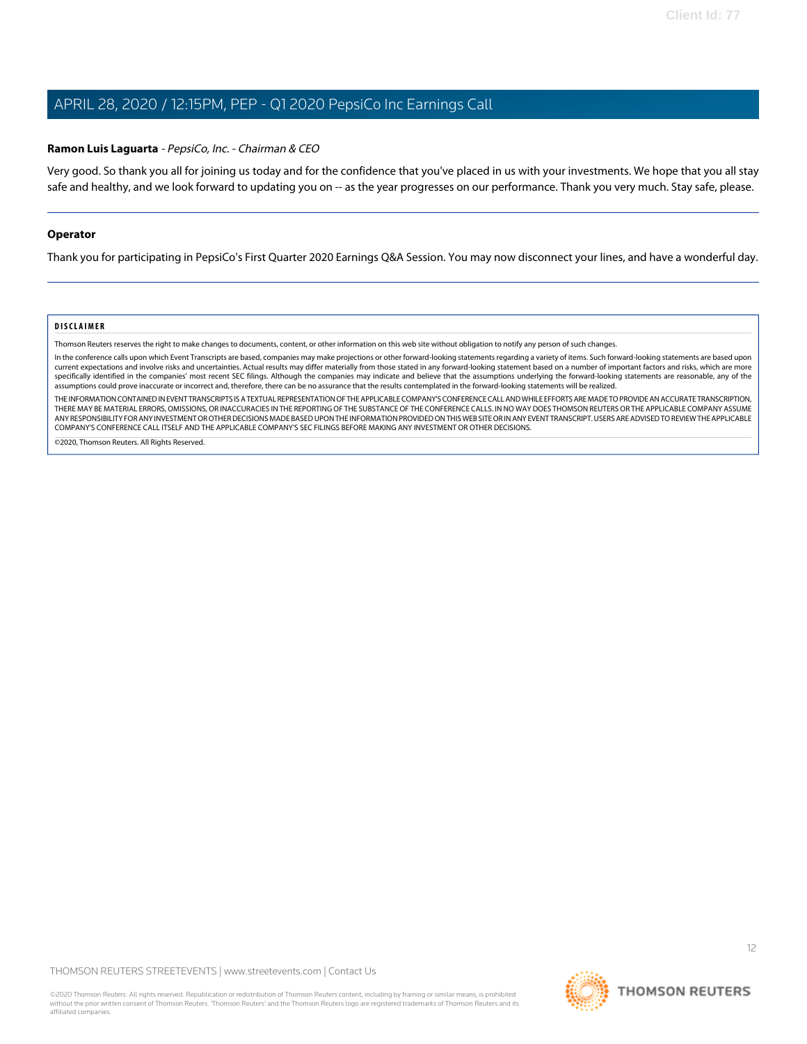**Ramon Luis Laguarta** - *PepsiCo, Inc. - Chairman & CEO*

Very good. So thank you all for joining us today and for the confidence that you've placed in us with your investments. We hope that you all stay safe and healthy, and we look forward to updating you on -- as the year progresses on our performance. Thank you very much. Stay safe, please.

---

**Operator**

Thank you for participating in PepsiCo's First Quarter 2020 Earnings Q&A Session. You may now disconnect your lines, and have a wonderful day.

---

**DISCLAIMER**

Thomson Reuters reserves the right to make changes to documents, content, or other information on this web site without obligation to notify any person of such changes.

In the conference calls upon which Event Transcripts are based, companies may make projections or other forward-looking statements regarding a variety of items. Such forward-looking statements are based upon current expectations and involve risks and uncertainties. Actual results may differ materially from those stated in any forward-looking statement based on a number of important factors and risks, which are more specifically identified in the companies' most recent SEC filings. Although the companies may indicate and believe that the assumptions underlying the forward-looking statements are reasonable, any of the assumptions could prove inaccurate or incorrect and, therefore, there can be no assurance that the results contemplated in the forward-looking statements will be realized.

THE INFORMATION CONTAINED IN EVENT TRANSCRIPTS IS A TEXTUAL REPRESENTATION OF THE APPLICABLE COMPANY'S CONFERENCE CALL AND WHILE EFFORTS ARE MADE TO PROVIDE AN ACCURATE TRANSCRIPTION, THERE MAY BE MATERIAL ERRORS, OMISSIONS, OR INACCURACIES IN THE REPORTING OF THE SUBSTANCE OF THE CONFERENCE CALLS. IN NO WAY DOES THOMSON REUTERS OR THE APPLICABLE COMPANY ASSUME ANY RESPONSIBILITY FOR ANY INVESTMENT OR OTHER DECISIONS MADE BASED UPON THE INFORMATION PROVIDED ON THIS WEB SITE OR IN ANY EVENT TRANSCRIPT. USERS ARE ADVISED TO REVIEW THE APPLICABLE COMPANY'S CONFERENCE CALL ITSELF AND THE APPLICABLE COMPANY'S SEC FILINGS BEFORE MAKING ANY INVESTMENT OR OTHER DECISIONS.

©2020, Thomson Reuters. All Rights Reserved.